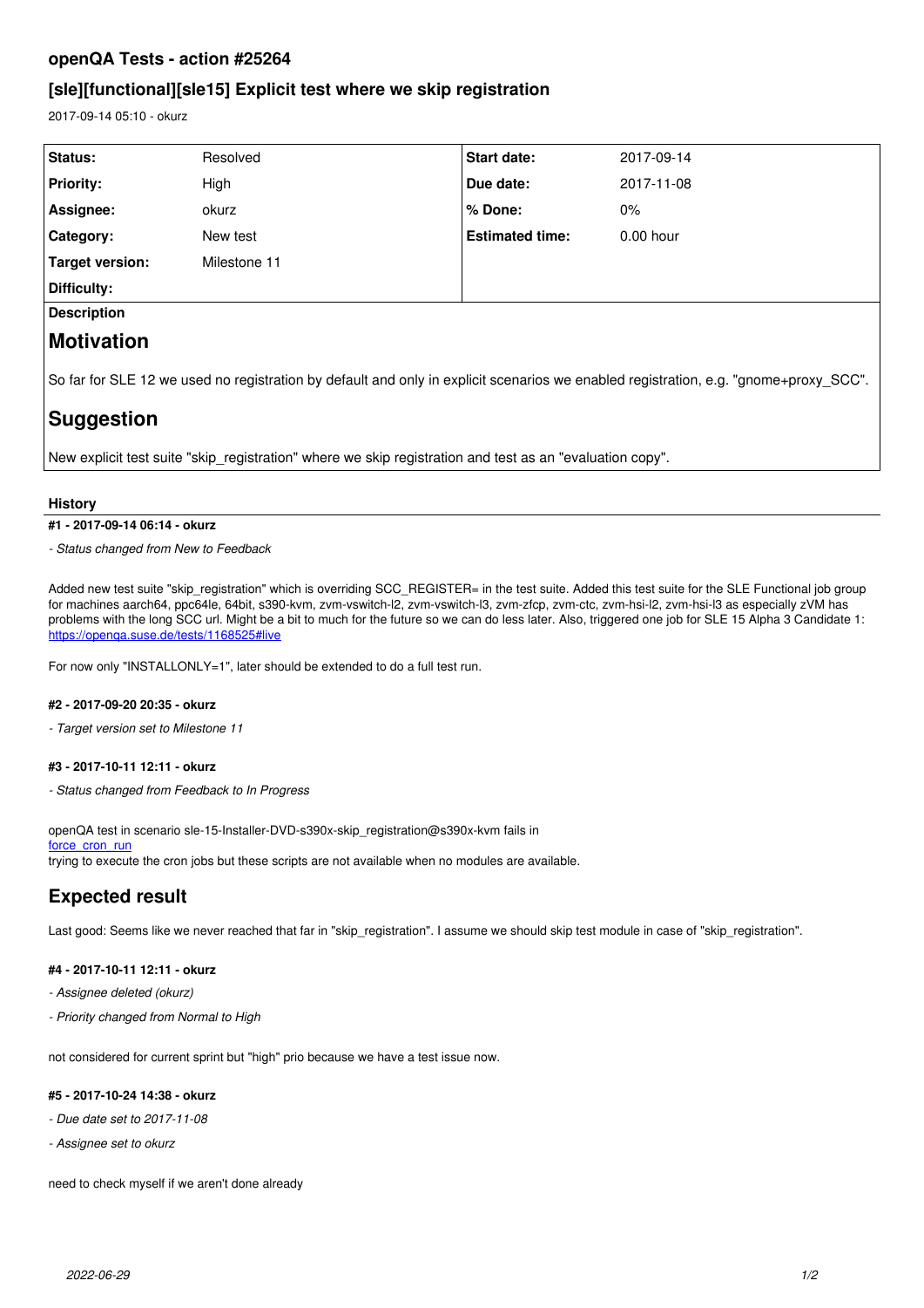## openQA Tests - action #25264

## [sle][functional][sle15] Explicit test where we skip registration

2017-09-14 05:10 - okurz

| Status: | Resolved | Start date: | 2017-09-14 |
|---|---|---|---|
| Priority: | High | Due date: | 2017-11-08 |
| Assignee: | okurz | % Done: | 0% |
| Category: | New test | Estimated time: | 0.00 hour |
| Target version: | Milestone 11 | | |
| Difficulty: | | | |

**Description**

# Motivation

So far for SLE 12 we used no registration by default and only in explicit scenarios we enabled registration, e.g. "gnome+proxy_SCC".

# Suggestion

New explicit test suite "skip_registration" where we skip registration and test as an "evaluation copy".

### History

#### #1 - 2017-09-14 06:14 - okurz

*- Status changed from New to Feedback*

Added new test suite "skip_registration" which is overriding SCC_REGISTER= in the test suite. Added this test suite for the SLE Functional job group for machines aarch64, ppc64le, 64bit, s390-kvm, zvm-vswitch-l2, zvm-vswitch-l3, zvm-zfcp, zvm-ctc, zvm-hsi-l2, zvm-hsi-l3 as especially zVM has problems with the long SCC url. Might be a bit to much for the future so we can do less later. Also, triggered one job for SLE 15 Alpha 3 Candidate 1: https://openqa.suse.de/tests/1168525#live

For now only "INSTALLONLY=1", later should be extended to do a full test run.

#### #2 - 2017-09-20 20:35 - okurz

*- Target version set to Milestone 11*

#### #3 - 2017-10-11 12:11 - okurz

*- Status changed from Feedback to In Progress*

openQA test in scenario sle-15-Installer-DVD-s390x-skip_registration@s390x-kvm fails in
force_cron_run
trying to execute the cron jobs but these scripts are not available when no modules are available.

# Expected result

Last good: Seems like we never reached that far in "skip_registration". I assume we should skip test module in case of "skip_registration".

#### #4 - 2017-10-11 12:11 - okurz

*- Assignee deleted (okurz)*

*- Priority changed from Normal to High*

not considered for current sprint but "high" prio because we have a test issue now.

#### #5 - 2017-10-24 14:38 - okurz

*- Due date set to 2017-11-08*

*- Assignee set to okurz*

need to check myself if we aren't done already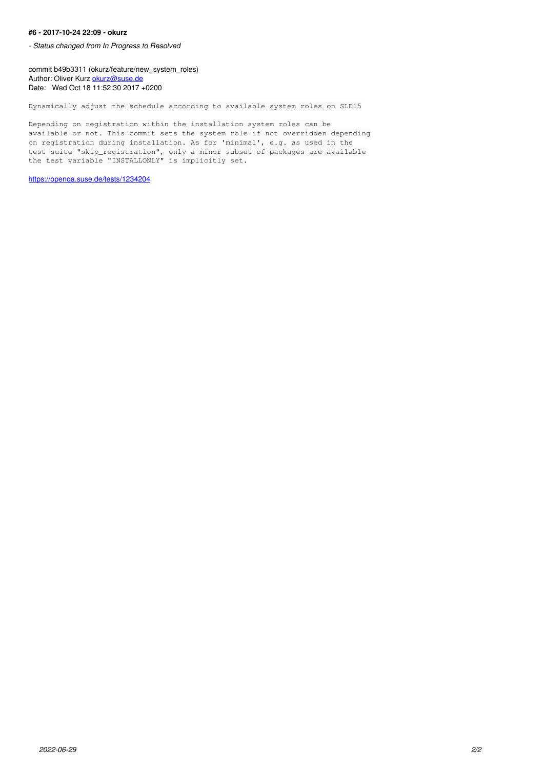#### #6 - 2017-10-24 22:09 - okurz

*- Status changed from In Progress to Resolved*

commit b49b3311 (okurz/feature/new_system_roles)
Author: Oliver Kurz okurz@suse.de
Date: Wed Oct 18 11:52:30 2017 +0200

```
Dynamically adjust the schedule according to available system roles on SLE15

Depending on registration within the installation system roles can be
available or not. This commit sets the system role if not overridden depending
on registration during installation. As for 'minimal', e.g. as used in the
test suite "skip_registration", only a minor subset of packages are available
the test variable "INSTALLONLY" is implicitly set.
```

https://openqa.suse.de/tests/1234204